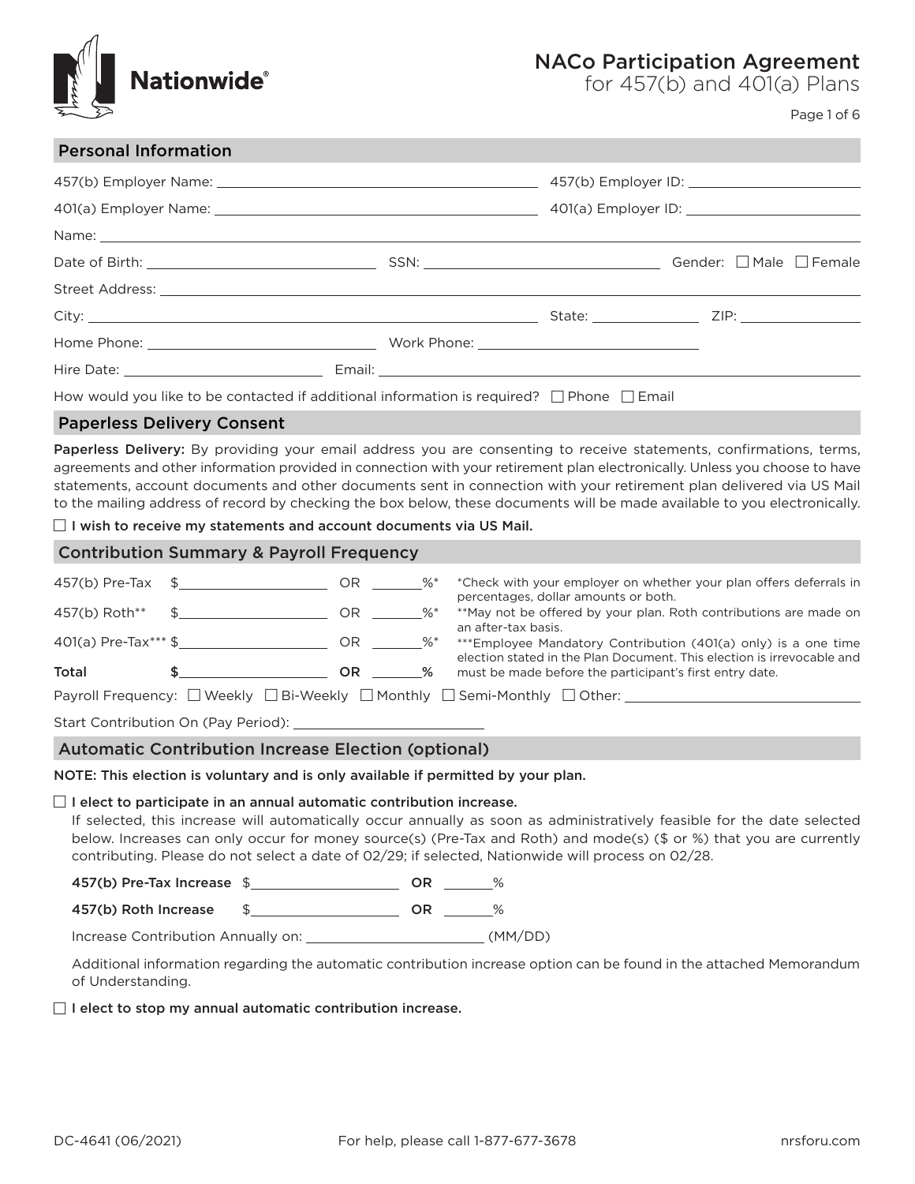# NACo Participation Agreement
## for 457(b) and 401(a) Plans

## Personal Information

457(b) Employer Name: ______________________ 457(b) Employer ID: ______________________

401(a) Employer Name: ______________________ 401(a) Employer ID: ______________________

Name: ______________________

Date of Birth: ______________________ SSN: ______________________ Gender: ☐ Male ☐ Female

Street Address: ______________________

City: ______________________ State: __________ ZIP: __________

Home Phone: ______________________ Work Phone: ______________________

Hire Date: ______________________ Email: ______________________

How would you like to be contacted if additional information is required? ☐ Phone ☐ Email

## Paperless Delivery Consent

**Paperless Delivery:** By providing your email address you are consenting to receive statements, confirmations, terms, agreements and other information provided in connection with your retirement plan electronically. Unless you choose to have statements, account documents and other documents sent in connection with your retirement plan delivered via US Mail to the mailing address of record by checking the box below, these documents will be made available to you electronically.

☐ **I wish to receive my statements and account documents via US Mail.**

## Contribution Summary & Payroll Frequency

| | | | |
|---|---|---|---|
| 457(b) Pre-Tax | $__________ | OR | _____%* |
| 457(b) Roth** | $__________ | OR | _____%* |
| 401(a) Pre-Tax*** | $__________ | OR | _____%* |
| **Total** | **$__________** | **OR** | **_____%** |

*Check with your employer on whether your plan offers deferrals in percentages, dollar amounts or both.

**May not be offered by your plan. Roth contributions are made on an after-tax basis.

***Employee Mandatory Contribution (401(a) only) is a one time election stated in the Plan Document. This election is irrevocable and must be made before the participant's first entry date.

Payroll Frequency: ☐ Weekly ☐ Bi-Weekly ☐ Monthly ☐ Semi-Monthly ☐ Other: ______________________

Start Contribution On (Pay Period): ______________________

## Automatic Contribution Increase Election (optional)

**NOTE: This election is voluntary and is only available if permitted by your plan.**

☐ **I elect to participate in an annual automatic contribution increase.**

If selected, this increase will automatically occur annually as soon as administratively feasible for the date selected below. Increases can only occur for money source(s) (Pre-Tax and Roth) and mode(s) ($ or %) that you are currently contributing. Please do not select a date of 02/29; if selected, Nationwide will process on 02/28.

**457(b) Pre-Tax Increase** $__________ **OR** _____%

**457(b) Roth Increase** $__________ **OR** _____%

Increase Contribution Annually on: ______________________ (MM/DD)

Additional information regarding the automatic contribution increase option can be found in the attached Memorandum of Understanding.

☐ **I elect to stop my annual automatic contribution increase.**

DC-4641 (06/2021) For help, please call 1-877-677-3678 nrsforu.com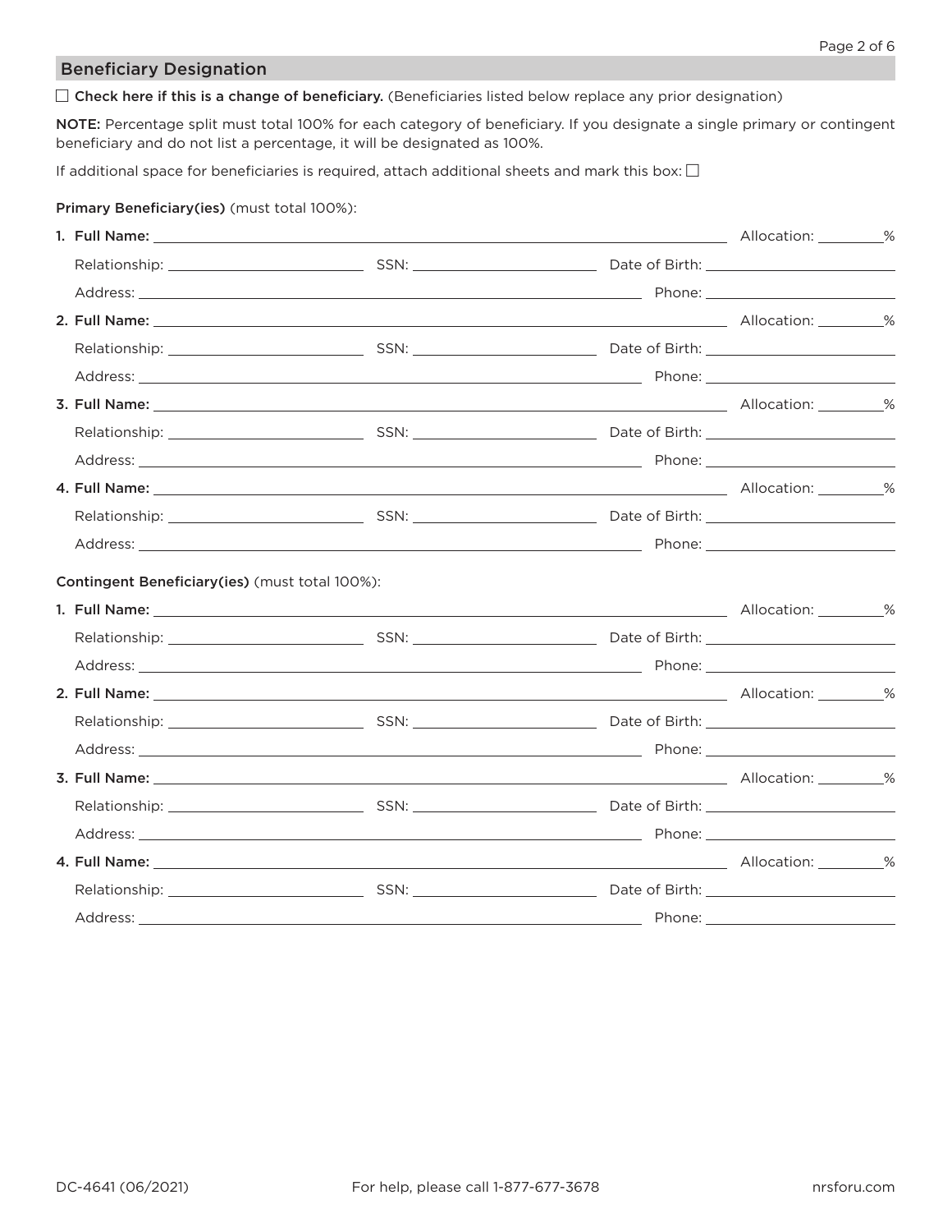## Beficiary Designation

☐ **Check here if this is a change of beneficiary.** (Beneficiaries listed below replace any prior designation)

**NOTE:** Percentage split must total 100% for each category of beneficiary. If you designate a single primary or contingent beneficiary and do not list a percentage, it will be designated as 100%.

If additional space for beneficiaries is required, attach additional sheets and mark this box: ☐

**Primary Beneficiary(ies)** (must total 100%):

1. **Full Name:** ______________________________ Allocation: ________%
   Relationship: ______________ SSN: ______________ Date of Birth: ______________
   Address: ______________________________ Phone: ______________
2. **Full Name:** ______________________________ Allocation: ________%
   Relationship: ______________ SSN: ______________ Date of Birth: ______________
   Address: ______________________________ Phone: ______________
3. **Full Name:** ______________________________ Allocation: ________%
   Relationship: ______________ SSN: ______________ Date of Birth: ______________
   Address: ______________________________ Phone: ______________
4. **Full Name:** ______________________________ Allocation: ________%
   Relationship: ______________ SSN: ______________ Date of Birth: ______________
   Address: ______________________________ Phone: ______________

**Contingent Beneficiary(ies)** (must total 100%):

1. **Full Name:** ______________________________ Allocation: ________%
   Relationship: ______________ SSN: ______________ Date of Birth: ______________
   Address: ______________________________ Phone: ______________
2. **Full Name:** ______________________________ Allocation: ________%
   Relationship: ______________ SSN: ______________ Date of Birth: ______________
   Address: ______________________________ Phone: ______________
3. **Full Name:** ______________________________ Allocation: ________%
   Relationship: ______________ SSN: ______________ Date of Birth: ______________
   Address: ______________________________ Phone: ______________
4. **Full Name:** ______________________________ Allocation: ________%
   Relationship: ______________ SSN: ______________ Date of Birth: ______________
   Address: ______________________________ Phone: ______________

DC-4641 (06/2021) For help, please call 1-877-677-3678 nrsforu.com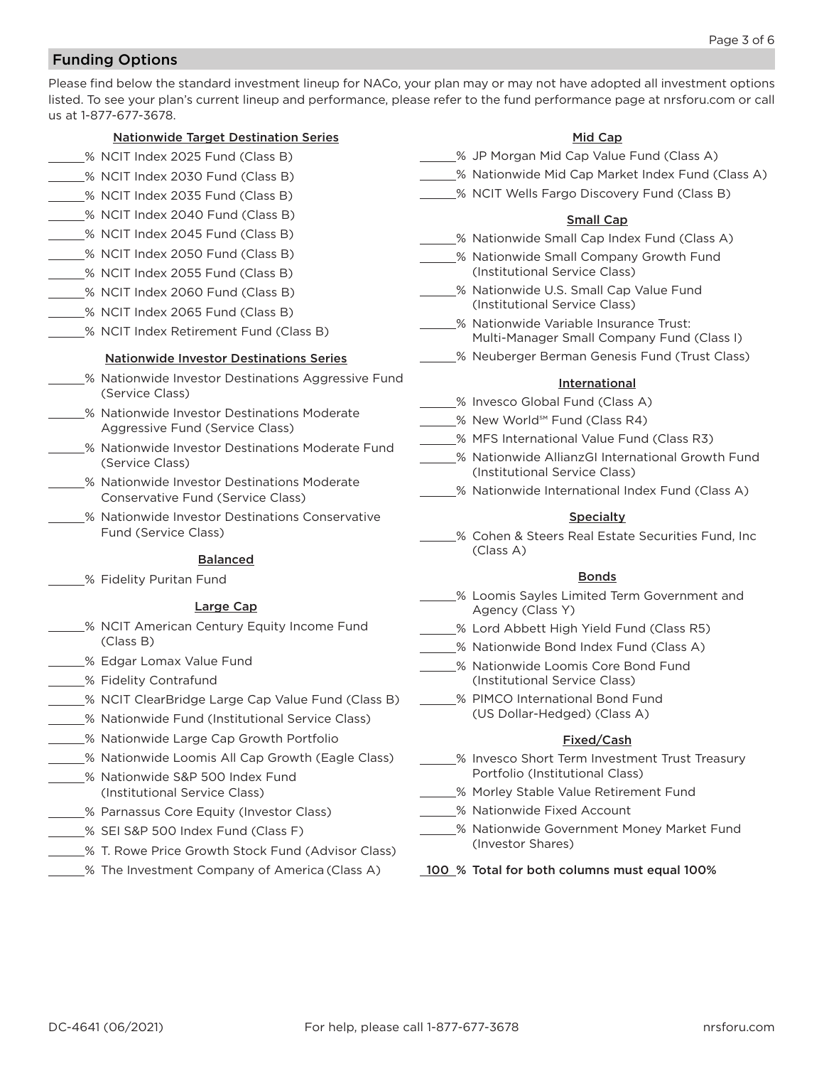## Funding Options

Please find below the standard investment lineup for NACo, your plan may or may not have adopted all investment options listed. To see your plan's current lineup and performance, please refer to the fund performance page at nrsforu.com or call us at 1-877-677-3678.

### Nationwide Target Destination Series

- ______% NCIT Index 2025 Fund (Class B)
- ______% NCIT Index 2030 Fund (Class B)
- ______% NCIT Index 2035 Fund (Class B)
- ______% NCIT Index 2040 Fund (Class B)
- ______% NCIT Index 2045 Fund (Class B)
- ______% NCIT Index 2050 Fund (Class B)
- ______% NCIT Index 2055 Fund (Class B)
- ______% NCIT Index 2060 Fund (Class B)
- ______% NCIT Index 2065 Fund (Class B)
- ______% NCIT Index Retirement Fund (Class B)

### Nationwide Investor Destinations Series

- ______% Nationwide Investor Destinations Aggressive Fund (Service Class)
- ______% Nationwide Investor Destinations Moderate Aggressive Fund (Service Class)
- ______% Nationwide Investor Destinations Moderate Fund (Service Class)
- ______% Nationwide Investor Destinations Moderate Conservative Fund (Service Class)
- ______% Nationwide Investor Destinations Conservative Fund (Service Class)

### Balanced

- ______% Fidelity Puritan Fund

### Large Cap

- ______% NCIT American Century Equity Income Fund (Class B)
- ______% Edgar Lomax Value Fund
- ______% Fidelity Contrafund
- ______% NCIT ClearBridge Large Cap Value Fund (Class B)
- ______% Nationwide Fund (Institutional Service Class)
- ______% Nationwide Large Cap Growth Portfolio
- ______% Nationwide Loomis All Cap Growth (Eagle Class)
- ______% Nationwide S&P 500 Index Fund (Institutional Service Class)
- ______% Parnassus Core Equity (Investor Class)
- ______% SEI S&P 500 Index Fund (Class F)
- ______% T. Rowe Price Growth Stock Fund (Advisor Class)
- ______% The Investment Company of America (Class A)

### Mid Cap

- ______% JP Morgan Mid Cap Value Fund (Class A)
- ______% Nationwide Mid Cap Market Index Fund (Class A)
- ______% NCIT Wells Fargo Discovery Fund (Class B)

### Small Cap

- ______% Nationwide Small Cap Index Fund (Class A)
- ______% Nationwide Small Company Growth Fund (Institutional Service Class)
- ______% Nationwide U.S. Small Cap Value Fund (Institutional Service Class)
- ______% Nationwide Variable Insurance Trust: Multi-Manager Small Company Fund (Class I)
- ______% Neuberger Berman Genesis Fund (Trust Class)

### International

- ______% Invesco Global Fund (Class A)
- ______% New World℠ Fund (Class R4)
- ______% MFS International Value Fund (Class R3)
- ______% Nationwide AllianzGI International Growth Fund (Institutional Service Class)
- ______% Nationwide International Index Fund (Class A)

### Specialty

- ______% Cohen & Steers Real Estate Securities Fund, Inc (Class A)

### Bonds

- ______% Loomis Sayles Limited Term Government and Agency (Class Y)
- ______% Lord Abbett High Yield Fund (Class R5)
- ______% Nationwide Bond Index Fund (Class A)
- ______% Nationwide Loomis Core Bond Fund (Institutional Service Class)
- ______% PIMCO International Bond Fund (US Dollar-Hedged) (Class A)

### Fixed/Cash

- ______% Invesco Short Term Investment Trust Treasury Portfolio (Institutional Class)
- ______% Morley Stable Value Retirement Fund
- ______% Nationwide Fixed Account
- ______% Nationwide Government Money Market Fund (Investor Shares)

**100 % Total for both columns must equal 100%**

DC-4641 (06/2021) For help, please call 1-877-677-3678 nrsforu.com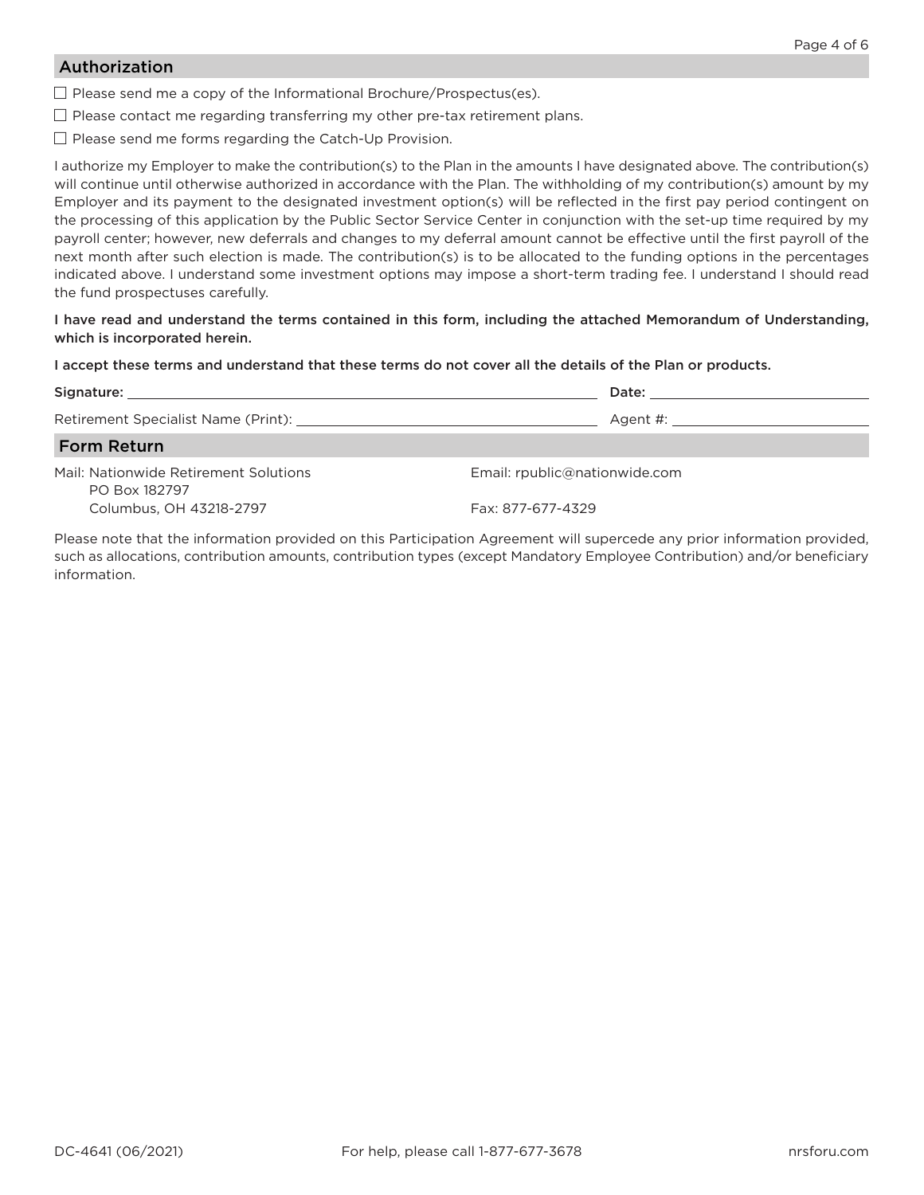## Authorization

- ☐ Please send me a copy of the Informational Brochure/Prospectus(es).
- ☐ Please contact me regarding transferring my other pre-tax retirement plans.
- ☐ Please send me forms regarding the Catch-Up Provision.

I authorize my Employer to make the contribution(s) to the Plan in the amounts I have designated above. The contribution(s) will continue until otherwise authorized in accordance with the Plan. The withholding of my contribution(s) amount by my Employer and its payment to the designated investment option(s) will be reflected in the first pay period contingent on the processing of this application by the Public Sector Service Center in conjunction with the set-up time required by my payroll center; however, new deferrals and changes to my deferral amount cannot be effective until the first payroll of the next month after such election is made. The contribution(s) is to be allocated to the funding options in the percentages indicated above. I understand some investment options may impose a short-term trading fee. I understand I should read the fund prospectuses carefully.

**I have read and understand the terms contained in this form, including the attached Memorandum of Understanding, which is incorporated herein.**

**I accept these terms and understand that these terms do not cover all the details of the Plan or products.**

**Signature:** ______________________________ **Date:** ______________

Retirement Specialist Name (Print): ______________________________ Agent #: ______________

## Form Return

Mail: Nationwide Retirement Solutions
PO Box 182797
Columbus, OH 43218-2797

Email: rpublic@nationwide.com

Fax: 877-677-4329

Please note that the information provided on this Participation Agreement will supercede any prior information provided, such as allocations, contribution amounts, contribution types (except Mandatory Employee Contribution) and/or beneficiary information.

DC-4641 (06/2021) For help, please call 1-877-677-3678 nrsforu.com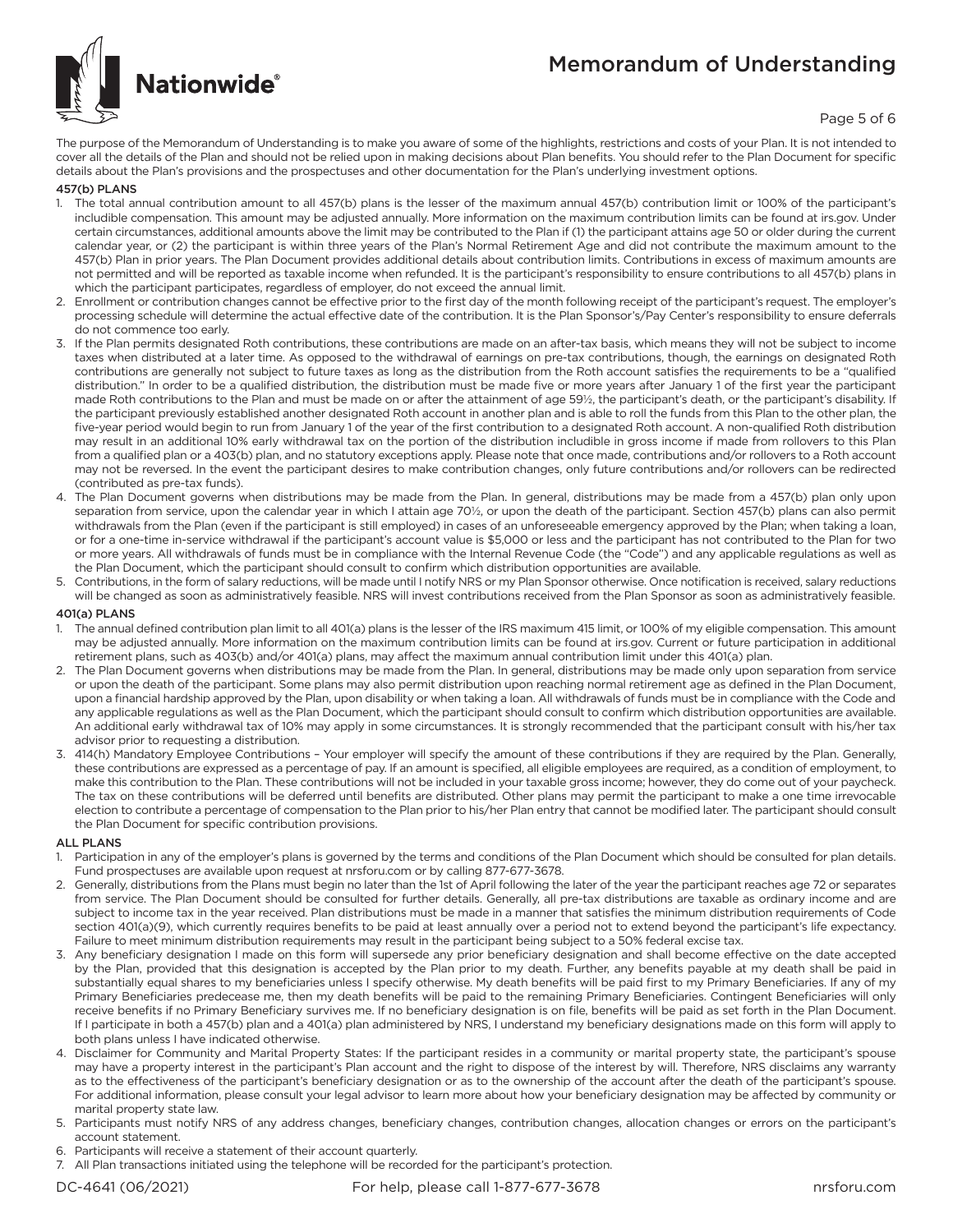# Memorandum of Understanding

The purpose of the Memorandum of Understanding is to make you aware of some of the highlights, restrictions and costs of your Plan. It is not intended to cover all the details of the Plan and should not be relied upon in making decisions about Plan benefits. You should refer to the Plan Document for specific details about the Plan's provisions and the prospectuses and other documentation for the Plan's underlying investment options.

## 457(b) PLANS

1. The total annual contribution amount to all 457(b) plans is the lesser of the maximum annual 457(b) contribution limit or 100% of the participant's includible compensation. This amount may be adjusted annually. More information on the maximum contribution limits can be found at irs.gov. Under certain circumstances, additional amounts above the limit may be contributed to the Plan if (1) the participant attains age 50 or older during the current calendar year, or (2) the participant is within three years of the Plan's Normal Retirement Age and did not contribute the maximum amount to the 457(b) Plan in prior years. The Plan Document provides additional details about contribution limits. Contributions in excess of maximum amounts are not permitted and will be reported as taxable income when refunded. It is the participant's responsibility to ensure contributions to all 457(b) plans in which the participant participates, regardless of employer, do not exceed the annual limit.
2. Enrollment or contribution changes cannot be effective prior to the first day of the month following receipt of the participant's request. The employer's processing schedule will determine the actual effective date of the contribution. It is the Plan Sponsor's/Pay Center's responsibility to ensure deferrals do not commence too early.
3. If the Plan permits designated Roth contributions, these contributions are made on an after-tax basis, which means they will not be subject to income taxes when distributed at a later time. As opposed to the withdrawal of earnings on pre-tax contributions, though, the earnings on designated Roth contributions are generally not subject to future taxes as long as the distribution from the Roth account satisfies the requirements to be a "qualified distribution." In order to be a qualified distribution, the distribution must be made five or more years after January 1 of the first year the participant made Roth contributions to the Plan and must be made on or after the attainment of age 59½, the participant's death, or the participant's disability. If the participant previously established another designated Roth account in another plan and is able to roll the funds from this Plan to the other plan, the five-year period would begin to run from January 1 of the year of the first contribution to a designated Roth account. A non-qualified Roth distribution may result in an additional 10% early withdrawal tax on the portion of the distribution includible in gross income if made from rollovers to this Plan from a qualified plan or a 403(b) plan, and no statutory exceptions apply. Please note that once made, contributions and/or rollovers to a Roth account may not be reversed. In the event the participant desires to make contribution changes, only future contributions and/or rollovers can be redirected (contributed as pre-tax funds).
4. The Plan Document governs when distributions may be made from the Plan. In general, distributions may be made from a 457(b) plan only upon separation from service, upon the calendar year in which I attain age 70½, or upon the death of the participant. Section 457(b) plans can also permit withdrawals from the Plan (even if the participant is still employed) in cases of an unforeseeable emergency approved by the Plan; when taking a loan, or for a one-time in-service withdrawal if the participant's account value is $5,000 or less and the participant has not contributed to the Plan for two or more years. All withdrawals of funds must be in compliance with the Internal Revenue Code (the "Code") and any applicable regulations as well as the Plan Document, which the participant should consult to confirm which distribution opportunities are available.
5. Contributions, in the form of salary reductions, will be made until I notify NRS or my Plan Sponsor otherwise. Once notification is received, salary reductions will be changed as soon as administratively feasible. NRS will invest contributions received from the Plan Sponsor as soon as administratively feasible.

## 401(a) PLANS

1. The annual defined contribution plan limit to all 401(a) plans is the lesser of the IRS maximum 415 limit, or 100% of my eligible compensation. This amount may be adjusted annually. More information on the maximum contribution limits can be found at irs.gov. Current or future participation in additional retirement plans, such as 403(b) and/or 401(a) plans, may affect the maximum annual contribution limit under this 401(a) plan.
2. The Plan Document governs when distributions may be made from the Plan. In general, distributions may be made only upon separation from service or upon the death of the participant. Some plans may also permit distribution upon reaching normal retirement age as defined in the Plan Document, upon a financial hardship approved by the Plan, upon disability or when taking a loan. All withdrawals of funds must be in compliance with the Code and any applicable regulations as well as the Plan Document, which the participant should consult to confirm which distribution opportunities are available. An additional early withdrawal tax of 10% may apply in some circumstances. It is strongly recommended that the participant consult with his/her tax advisor prior to requesting a distribution.
3. 414(h) Mandatory Employee Contributions – Your employer will specify the amount of these contributions if they are required by the Plan. Generally, these contributions are expressed as a percentage of pay. If an amount is specified, all eligible employees are required, as a condition of employment, to make this contribution to the Plan. These contributions will not be included in your taxable gross income; however, they do come out of your paycheck. The tax on these contributions will be deferred until benefits are distributed. Other plans may permit the participant to make a one time irrevocable election to contribute a percentage of compensation to the Plan prior to his/her Plan entry that cannot be modified later. The participant should consult the Plan Document for specific contribution provisions.

## ALL PLANS

1. Participation in any of the employer's plans is governed by the terms and conditions of the Plan Document which should be consulted for plan details. Fund prospectuses are available upon request at nrsforu.com or by calling 877-677-3678.
2. Generally, distributions from the Plans must begin no later than the 1st of April following the later of the year the participant reaches age 72 or separates from service. The Plan Document should be consulted for further details. Generally, all pre-tax distributions are taxable as ordinary income and are subject to income tax in the year received. Plan distributions must be made in a manner that satisfies the minimum distribution requirements of Code section 401(a)(9), which currently requires benefits to be paid at least annually over a period not to extend beyond the participant's life expectancy. Failure to meet minimum distribution requirements may result in the participant being subject to a 50% federal excise tax.
3. Any beneficiary designation I made on this form will supersede any prior beneficiary designation and shall become effective on the date accepted by the Plan, provided that this designation is accepted by the Plan prior to my death. Further, any benefits payable at my death shall be paid in substantially equal shares to my beneficiaries unless I specify otherwise. My death benefits will be paid first to my Primary Beneficiaries. If any of my Primary Beneficiaries predecease me, then my death benefits will be paid to the remaining Primary Beneficiaries. Contingent Beneficiaries will only receive benefits if no Primary Beneficiary survives me. If no beneficiary designation is on file, benefits will be paid as set forth in the Plan Document. If I participate in both a 457(b) plan and a 401(a) plan administered by NRS, I understand my beneficiary designations made on this form will apply to both plans unless I have indicated otherwise.
4. Disclaimer for Community and Marital Property States: If the participant resides in a community or marital property state, the participant's spouse may have a property interest in the participant's Plan account and the right to dispose of the interest by will. Therefore, NRS disclaims any warranty as to the effectiveness of the participant's beneficiary designation or as to the ownership of the account after the death of the participant's spouse. For additional information, please consult your legal advisor to learn more about how your beneficiary designation may be affected by community or marital property state law.
5. Participants must notify NRS of any address changes, beneficiary changes, contribution changes, allocation changes or errors on the participant's account statement.
6. Participants will receive a statement of their account quarterly.
7. All Plan transactions initiated using the telephone will be recorded for the participant's protection.

DC-4641 (06/2021) For help, please call 1-877-677-3678 nrsforu.com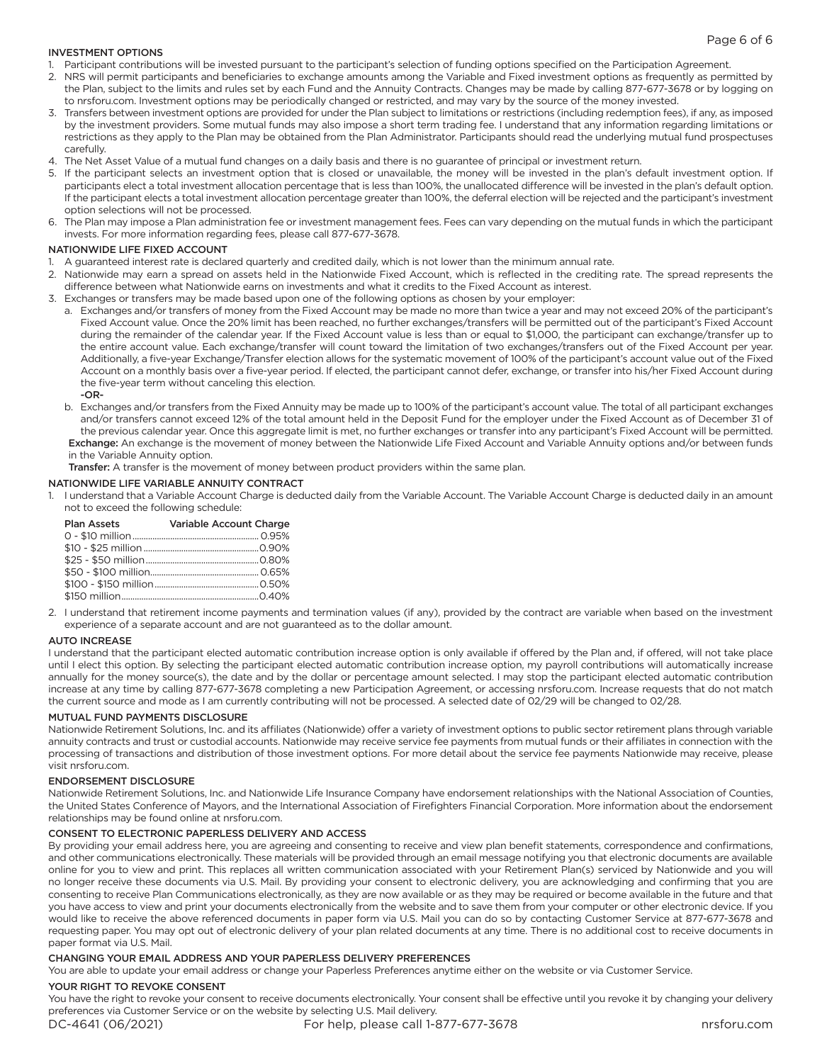## INVESTMENT OPTIONS

1. Participant contributions will be invested pursuant to the participant's selection of funding options specified on the Participation Agreement.
2. NRS will permit participants and beneficiaries to exchange amounts among the Variable and Fixed investment options as frequently as permitted by the Plan, subject to the limits and rules set by each Fund and the Annuity Contracts. Changes may be made by calling 877-677-3678 or by logging on to nrsforu.com. Investment options may be periodically changed or restricted, and may vary by the source of the money invested.
3. Transfers between investment options are provided for under the Plan subject to limitations or restrictions (including redemption fees), if any, as imposed by the investment providers. Some mutual funds may also impose a short term trading fee. I understand that any information regarding limitations or restrictions as they apply to the Plan may be obtained from the Plan Administrator. Participants should read the underlying mutual fund prospectuses carefully.
4. The Net Asset Value of a mutual fund changes on a daily basis and there is no guarantee of principal or investment return.
5. If the participant selects an investment option that is closed or unavailable, the money will be invested in the plan's default investment option. If participants elect a total investment allocation percentage that is less than 100%, the unallocated difference will be invested in the plan's default option. If the participant elects a total investment allocation percentage greater than 100%, the deferral election will be rejected and the participant's investment option selections will not be processed.
6. The Plan may impose a Plan administration fee or investment management fees. Fees can vary depending on the mutual funds in which the participant invests. For more information regarding fees, please call 877-677-3678.

## NATIONWIDE LIFE FIXED ACCOUNT

1. A guaranteed interest rate is declared quarterly and credited daily, which is not lower than the minimum annual rate.
2. Nationwide may earn a spread on assets held in the Nationwide Fixed Account, which is reflected in the crediting rate. The spread represents the difference between what Nationwide earns on investments and what it credits to the Fixed Account as interest.
3. Exchanges or transfers may be made based upon one of the following options as chosen by your employer:
   a. Exchanges and/or transfers of money from the Fixed Account may be made no more than twice a year and may not exceed 20% of the participant's Fixed Account value. Once the 20% limit has been reached, no further exchanges/transfers will be permitted out of the participant's Fixed Account during the remainder of the calendar year. If the Fixed Account value is less than or equal to $1,000, the participant can exchange/transfer up to the entire account value. Each exchange/transfer will count toward the limitation of two exchanges/transfers out of the Fixed Account per year. Additionally, a five-year Exchange/Transfer election allows for the systematic movement of 100% of the participant's account value out of the Fixed Account on a monthly basis over a five-year period. If elected, the participant cannot defer, exchange, or transfer into his/her Fixed Account during the five-year term without canceling this election.

      **-OR-**

   b. Exchanges and/or transfers from the Fixed Annuity may be made up to 100% of the participant's account value. The total of all participant exchanges and/or transfers cannot exceed 12% of the total amount held in the Deposit Fund for the employer under the Fixed Account as of December 31 of the previous calendar year. Once this aggregate limit is met, no further exchanges or transfer into any participant's Fixed Account will be permitted.

   **Exchange:** An exchange is the movement of money between the Nationwide Life Fixed Account and Variable Annuity options and/or between funds in the Variable Annuity option.

   **Transfer:** A transfer is the movement of money between product providers within the same plan.

## NATIONWIDE LIFE VARIABLE ANNUITY CONTRACT

1. I understand that a Variable Account Charge is deducted daily from the Variable Account. The Variable Account Charge is deducted daily in an amount not to exceed the following schedule:

| Plan Assets | Variable Account Charge |
|---|---|
| 0 - $10 million | 0.95% |
| $10 - $25 million | 0.90% |
| $25 - $50 million | 0.80% |
| $50 - $100 million | 0.65% |
| $100 - $150 million | 0.50% |
| $150 million | 0.40% |

2. I understand that retirement income payments and termination values (if any), provided by the contract are variable when based on the investment experience of a separate account and are not guaranteed as to the dollar amount.

## AUTO INCREASE

I understand that the participant elected automatic contribution increase option is only available if offered by the Plan and, if offered, will not take place until I elect this option. By selecting the participant elected automatic contribution increase option, my payroll contributions will automatically increase annually for the money source(s), the date and by the dollar or percentage amount selected. I may stop the participant elected automatic contribution increase at any time by calling 877-677-3678 completing a new Participation Agreement, or accessing nrsforu.com. Increase requests that do not match the current source and mode as I am currently contributing will not be processed. A selected date of 02/29 will be changed to 02/28.

## MUTUAL FUND PAYMENTS DISCLOSURE

Nationwide Retirement Solutions, Inc. and its affiliates (Nationwide) offer a variety of investment options to public sector retirement plans through variable annuity contracts and trust or custodial accounts. Nationwide may receive service fee payments from mutual funds or their affiliates in connection with the processing of transactions and distribution of those investment options. For more detail about the service fee payments Nationwide may receive, please visit nrsforu.com.

## ENDORSEMENT DISCLOSURE

Nationwide Retirement Solutions, Inc. and Nationwide Life Insurance Company have endorsement relationships with the National Association of Counties, the United States Conference of Mayors, and the International Association of Firefighters Financial Corporation. More information about the endorsement relationships may be found online at nrsforu.com.

## CONSENT TO ELECTRONIC PAPERLESS DELIVERY AND ACCESS

By providing your email address here, you are agreeing and consenting to receive and view plan benefit statements, correspondence and confirmations, and other communications electronically. These materials will be provided through an email message notifying you that electronic documents are available online for you to view and print. This replaces all written communication associated with your Retirement Plan(s) serviced by Nationwide and you will no longer receive these documents via U.S. Mail. By providing your consent to electronic delivery, you are acknowledging and confirming that you are consenting to receive Plan Communications electronically, as they are now available or as they may be required or become available in the future and that you have access to view and print your documents electronically from the website and to save them from your computer or other electronic device. If you would like to receive the above referenced documents in paper form via U.S. Mail you can do so by contacting Customer Service at 877-677-3678 and requesting paper. You may opt out of electronic delivery of your plan related documents at any time. There is no additional cost to receive documents in paper format via U.S. Mail.

## CHANGING YOUR EMAIL ADDRESS AND YOUR PAPERLESS DELIVERY PREFERENCES

You are able to update your email address or change your Paperless Preferences anytime either on the website or via Customer Service.

## YOUR RIGHT TO REVOKE CONSENT

You have the right to revoke your consent to receive documents electronically. Your consent shall be effective until you revoke it by changing your delivery preferences via Customer Service or on the website by selecting U.S. Mail delivery.

DC-4641 (06/2021) For help, please call 1-877-677-3678 nrsforu.com